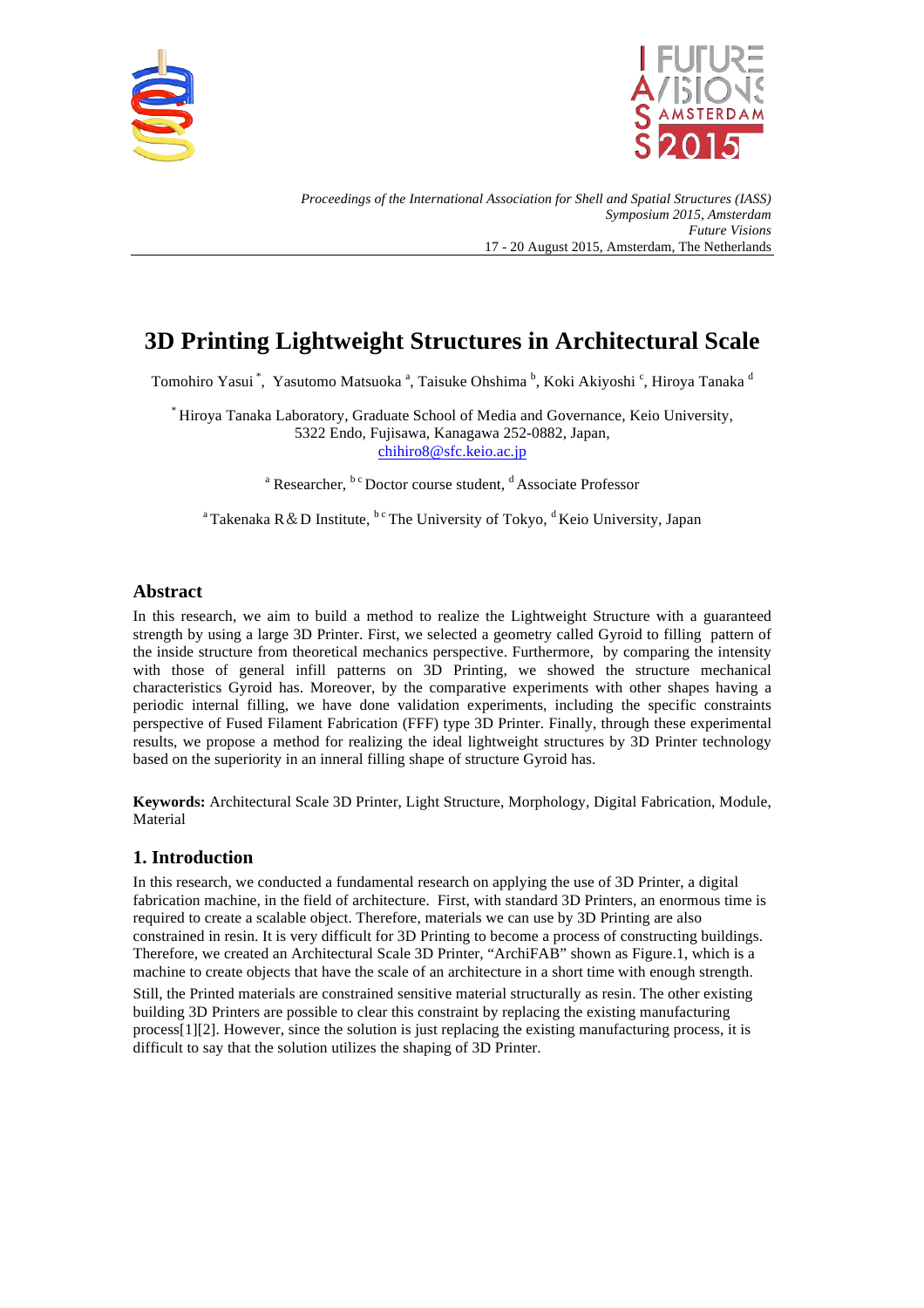*Proceedings of the International Association for Shell and Spatial Structures (IASS) Symposium 2015, Amsterdam*
*Future Visions*
17 - 20 August 2015, Amsterdam, The Netherlands

# 3D Printing Lightweight Structures in Architectural Scale

Tomohiro Yasui [*], Yasutomo Matsuoka [a], Taisuke Ohshima [b], Koki Akiyoshi [c], Hiroya Tanaka [d]

[*] Hiroya Tanaka Laboratory, Graduate School of Media and Governance, Keio University,
5322 Endo, Fujisawa, Kanagawa 252-0882, Japan,
chihiro8@sfc.keio.ac.jp

[a] Researcher, [b c] Doctor course student, [d] Associate Professor

[a] Takenaka R＆D Institute, [b c] The University of Tokyo, [d] Keio University, Japan

## Abstract

In this research, we aim to build a method to realize the Lightweight Structure with a guaranteed strength by using a large 3D Printer. First, we selected a geometry called Gyroid to filling pattern of the inside structure from theoretical mechanics perspective. Furthermore, by comparing the intensity with those of general infill patterns on 3D Printing, we showed the structure mechanical characteristics Gyroid has. Moreover, by the comparative experiments with other shapes having a periodic internal filling, we have done validation experiments, including the specific constraints perspective of Fused Filament Fabrication (FFF) type 3D Printer. Finally, through these experimental results, we propose a method for realizing the ideal lightweight structures by 3D Printer technology based on the superiority in an inneral filling shape of structure Gyroid has.

**Keywords:** Architectural Scale 3D Printer, Light Structure, Morphology, Digital Fabrication, Module, Material

## 1. Introduction

In this research, we conducted a fundamental research on applying the use of 3D Printer, a digital fabrication machine, in the field of architecture. First, with standard 3D Printers, an enormous time is required to create a scalable object. Therefore, materials we can use by 3D Printing are also constrained in resin. It is very difficult for 3D Printing to become a process of constructing buildings. Therefore, we created an Architectural Scale 3D Printer, "ArchiFAB" shown as Figure.1, which is a machine to create objects that have the scale of an architecture in a short time with enough strength.

Still, the Printed materials are constrained sensitive material structurally as resin. The other existing building 3D Printers are possible to clear this constraint by replacing the existing manufacturing process[1][2]. However, since the solution is just replacing the existing manufacturing process, it is difficult to say that the solution utilizes the shaping of 3D Printer.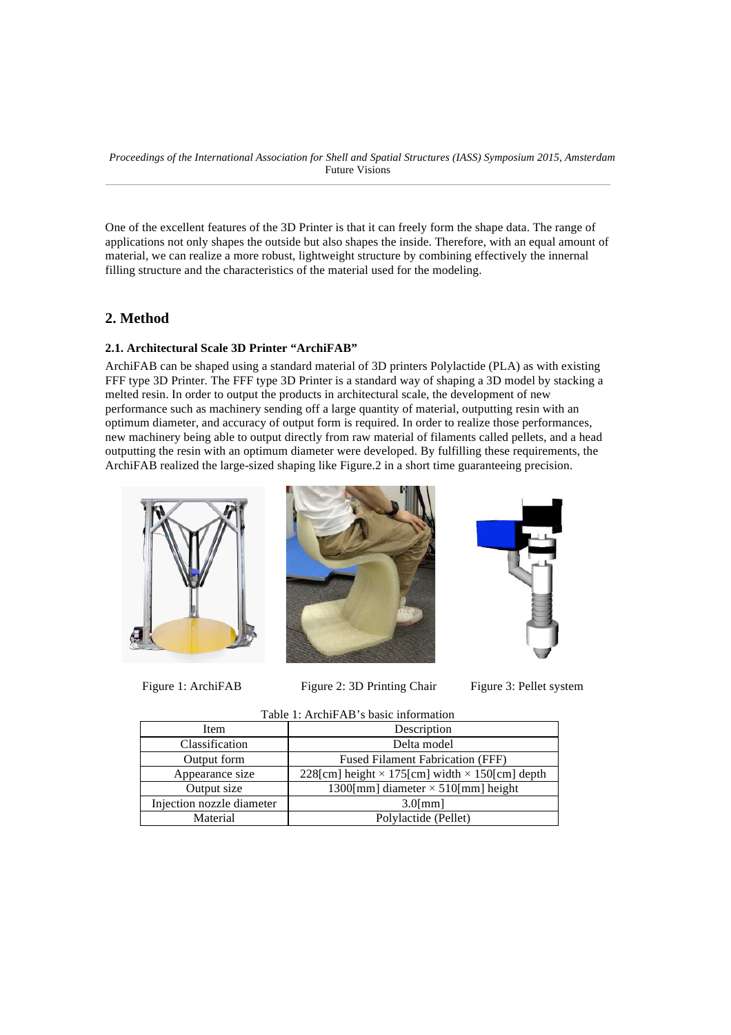One of the excellent features of the 3D Printer is that it can freely form the shape data. The range of applications not only shapes the outside but also shapes the inside. Therefore, with an equal amount of material, we can realize a more robust, lightweight structure by combining effectively the innernal filling structure and the characteristics of the material used for the modeling.

## 2. Method

### 2.1. Architectural Scale 3D Printer "ArchiFAB"

ArchiFAB can be shaped using a standard material of 3D printers Polylactide (PLA) as with existing FFF type 3D Printer. The FFF type 3D Printer is a standard way of shaping a 3D model by stacking a melted resin. In order to output the products in architectural scale, the development of new performance such as machinery sending off a large quantity of material, outputting resin with an optimum diameter, and accuracy of output form is required. In order to realize those performances, new machinery being able to output directly from raw material of filaments called pellets, and a head outputting the resin with an optimum diameter were developed. By fulfilling these requirements, the ArchiFAB realized the large-sized shaping like Figure.2 in a short time guaranteeing precision.

Figure 1: ArchiFAB

Figure 2: 3D Printing Chair

Figure 3: Pellet system

Table 1: ArchiFAB's basic information

| Item | Description |
| --- | --- |
| Classification | Delta model |
| Output form | Fused Filament Fabrication (FFF) |
| Appearance size | 228[cm] height × 175[cm] width × 150[cm] depth |
| Output size | 1300[mm] diameter × 510[mm] height |
| Injection nozzle diameter | 3.0[mm] |
| Material | Polylactide (Pellet) |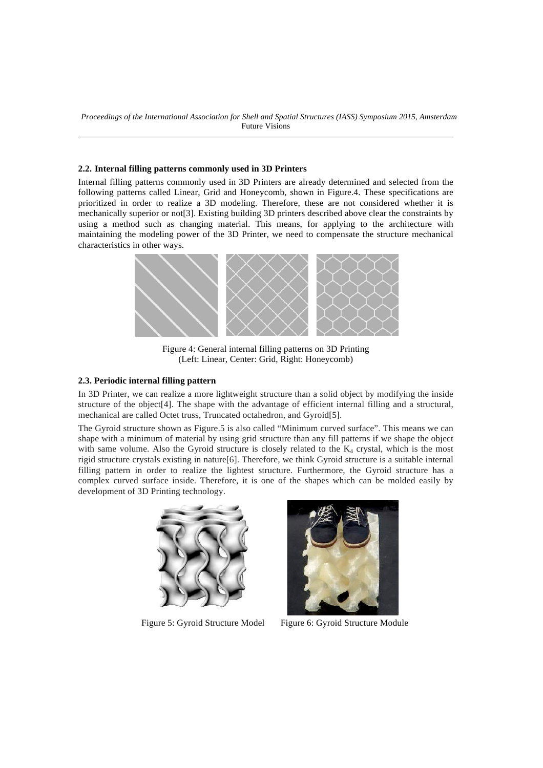### 2.2. Internal filling patterns commonly used in 3D Printers

Internal filling patterns commonly used in 3D Printers are already determined and selected from the following patterns called Linear, Grid and Honeycomb, shown in Figure.4. These specifications are prioritized in order to realize a 3D modeling. Therefore, these are not considered whether it is mechanically superior or not[3]. Existing building 3D printers described above clear the constraints by using a method such as changing material. This means, for applying to the architecture with maintaining the modeling power of the 3D Printer, we need to compensate the structure mechanical characteristics in other ways.

Figure 4: General internal filling patterns on 3D Printing
(Left: Linear, Center: Grid, Right: Honeycomb)

### 2.3. Periodic internal filling pattern

In 3D Printer, we can realize a more lightweight structure than a solid object by modifying the inside structure of the object[4]. The shape with the advantage of efficient internal filling and a structural, mechanical are called Octet truss, Truncated octahedron, and Gyroid[5].

The Gyroid structure shown as Figure.5 is also called "Minimum curved surface". This means we can shape with a minimum of material by using grid structure than any fill patterns if we shape the object with same volume. Also the Gyroid structure is closely related to the $K_4$ crystal, which is the most rigid structure crystals existing in nature[6]. Therefore, we think Gyroid structure is a suitable internal filling pattern in order to realize the lightest structure. Furthermore, the Gyroid structure has a complex curved surface inside. Therefore, it is one of the shapes which can be molded easily by development of 3D Printing technology.

Figure 5: Gyroid Structure Model

Figure 6: Gyroid Structure Module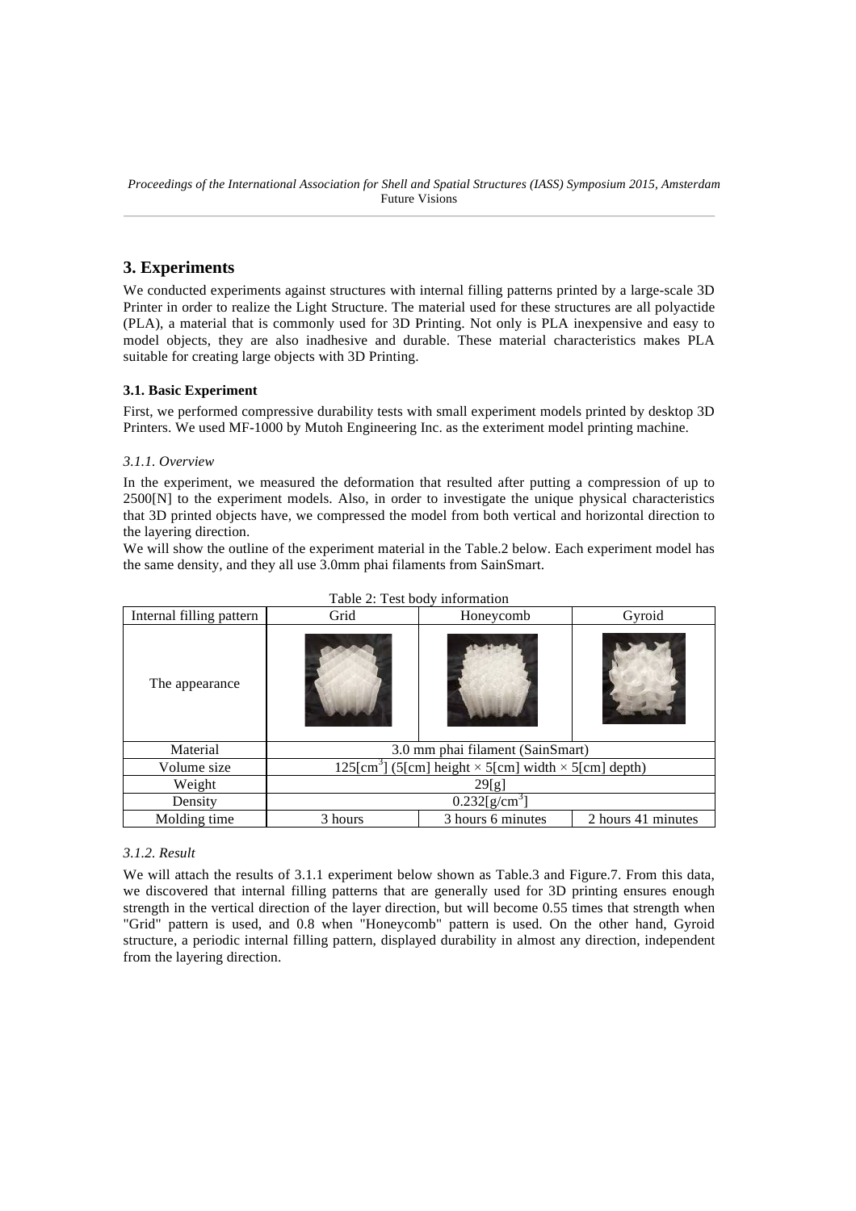## 3. Experiments

We conducted experiments against structures with internal filling patterns printed by a large-scale 3D Printer in order to realize the Light Structure. The material used for these structures are all polyactide (PLA), a material that is commonly used for 3D Printing. Not only is PLA inexpensive and easy to model objects, they are also inadhesive and durable. These material characteristics makes PLA suitable for creating large objects with 3D Printing.

### 3.1. Basic Experiment

First, we performed compressive durability tests with small experiment models printed by desktop 3D Printers. We used MF-1000 by Mutoh Engineering Inc. as the exteriment model printing machine.

#### *3.1.1. Overview*

In the experiment, we measured the deformation that resulted after putting a compression of up to 2500[N] to the experiment models. Also, in order to investigate the unique physical characteristics that 3D printed objects have, we compressed the model from both vertical and horizontal direction to the layering direction.

We will show the outline of the experiment material in the Table.2 below. Each experiment model has the same density, and they all use 3.0mm phai filaments from SainSmart.

Table 2: Test body information

| Internal filling pattern | Grid | Honeycomb | Gyroid |
|---|---|---|---|
| The appearance | | | |
| Material | 3.0 mm phai filament (SainSmart) | | |
| Volume size | 125[$cm^3$] (5[cm] height × 5[cm] width × 5[cm] depth) | | |
| Weight | 29[g] | | |
| Density | 0.232[$g/cm^3$] | | |
| Molding time | 3 hours | 3 hours 6 minutes | 2 hours 41 minutes |

#### *3.1.2. Result*

We will attach the results of 3.1.1 experiment below shown as Table.3 and Figure.7. From this data, we discovered that internal filling patterns that are generally used for 3D printing ensures enough strength in the vertical direction of the layer direction, but will become 0.55 times that strength when "Grid" pattern is used, and 0.8 when "Honeycomb" pattern is used. On the other hand, Gyroid structure, a periodic internal filling pattern, displayed durability in almost any direction, independent from the layering direction.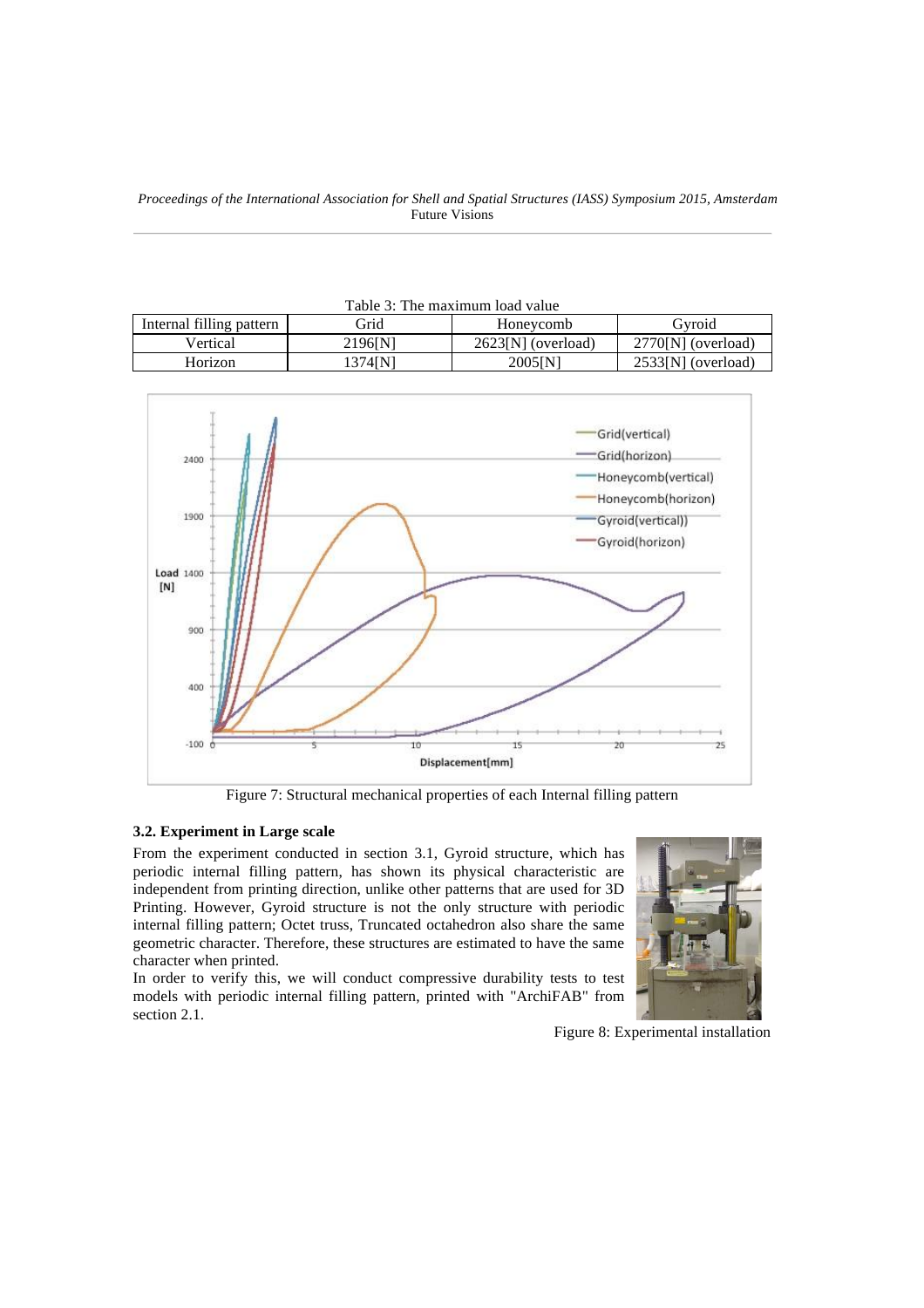Table 3: The maximum load value

| Internal filling pattern | Grid | Honeycomb | Gyroid |
| --- | --- | --- | --- |
| Vertical | 2196[N] | 2623[N] (overload) | 2770[N] (overload) |
| Horizon | 1374[N] | 2005[N] | 2533[N] (overload) |

Figure 7: Structural mechanical properties of each Internal filling pattern

### 3.2. Experiment in Large scale

From the experiment conducted in section 3.1, Gyroid structure, which has periodic internal filling pattern, has shown its physical characteristic are independent from printing direction, unlike other patterns that are used for 3D Printing. However, Gyroid structure is not the only structure with periodic internal filling pattern; Octet truss, Truncated octahedron also share the same geometric character. Therefore, these structures are estimated to have the same character when printed.

In order to verify this, we will conduct compressive durability tests to test models with periodic internal filling pattern, printed with "ArchiFAB" from section 2.1.

Figure 8: Experimental installation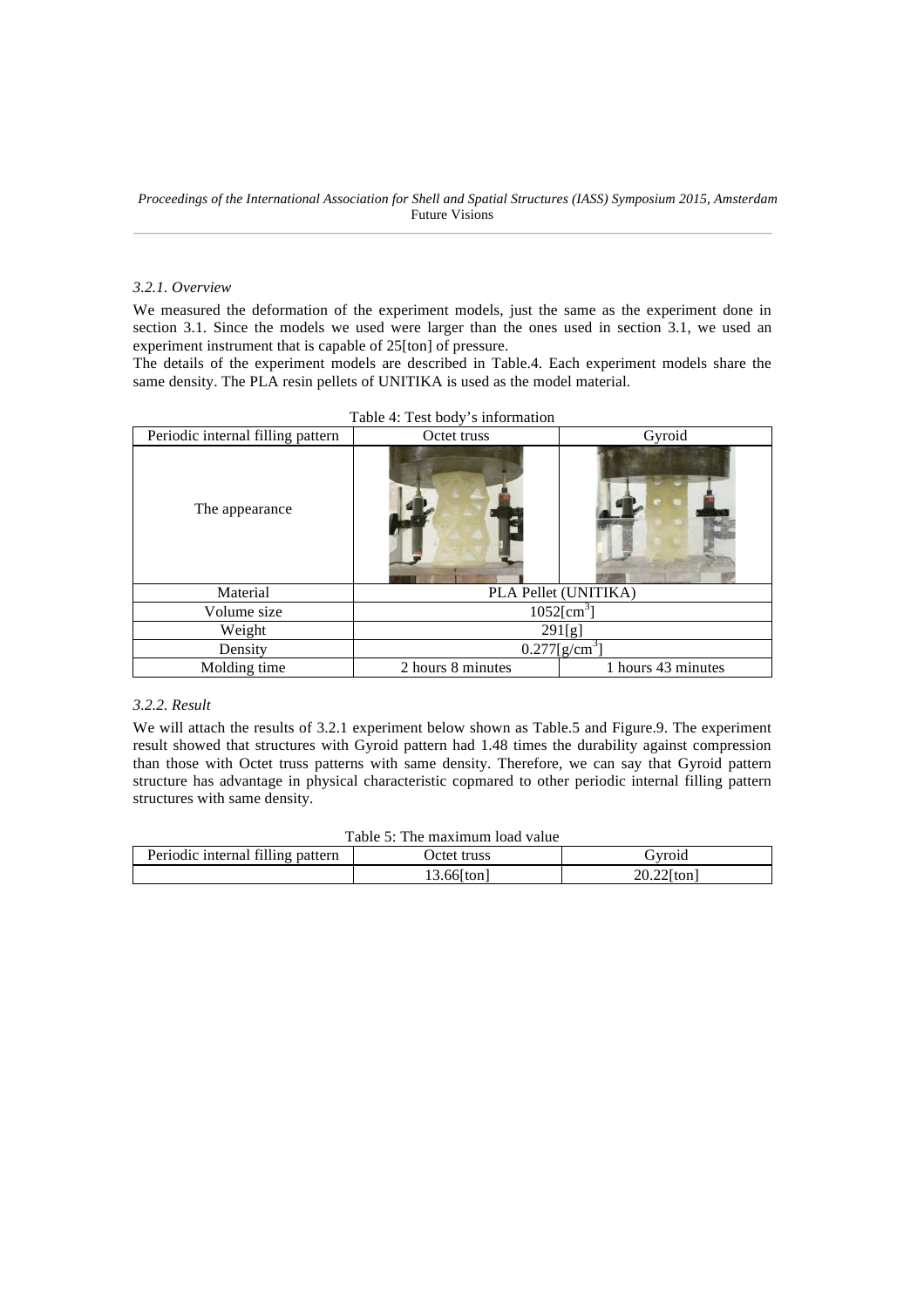*3.2.1. Overview*

We measured the deformation of the experiment models, just the same as the experiment done in section 3.1. Since the models we used were larger than the ones used in section 3.1, we used an experiment instrument that is capable of 25[ton] of pressure.

The details of the experiment models are described in Table.4. Each experiment models share the same density. The PLA resin pellets of UNITIKA is used as the model material.

Table 4: Test body's information

| Periodic internal filling pattern | Octet truss | Gyroid |
|---|---|---|
| The appearance | | |
| Material | PLA Pellet (UNITIKA) | |
| Volume size | 1052[cm$^3$] | |
| Weight | 291[g] | |
| Density | 0.277[g/cm$^3$] | |
| Molding time | 2 hours 8 minutes | 1 hours 43 minutes |

*3.2.2. Result*

We will attach the results of 3.2.1 experiment below shown as Table.5 and Figure.9. The experiment result showed that structures with Gyroid pattern had 1.48 times the durability against compression than those with Octet truss patterns with same density. Therefore, we can say that Gyroid pattern structure has advantage in physical characteristic copmared to other periodic internal filling pattern structures with same density.

Table 5: The maximum load value

| Periodic internal filling pattern | Octet truss | Gyroid |
|---|---|---|
| | 13.66[ton] | 20.22[ton] |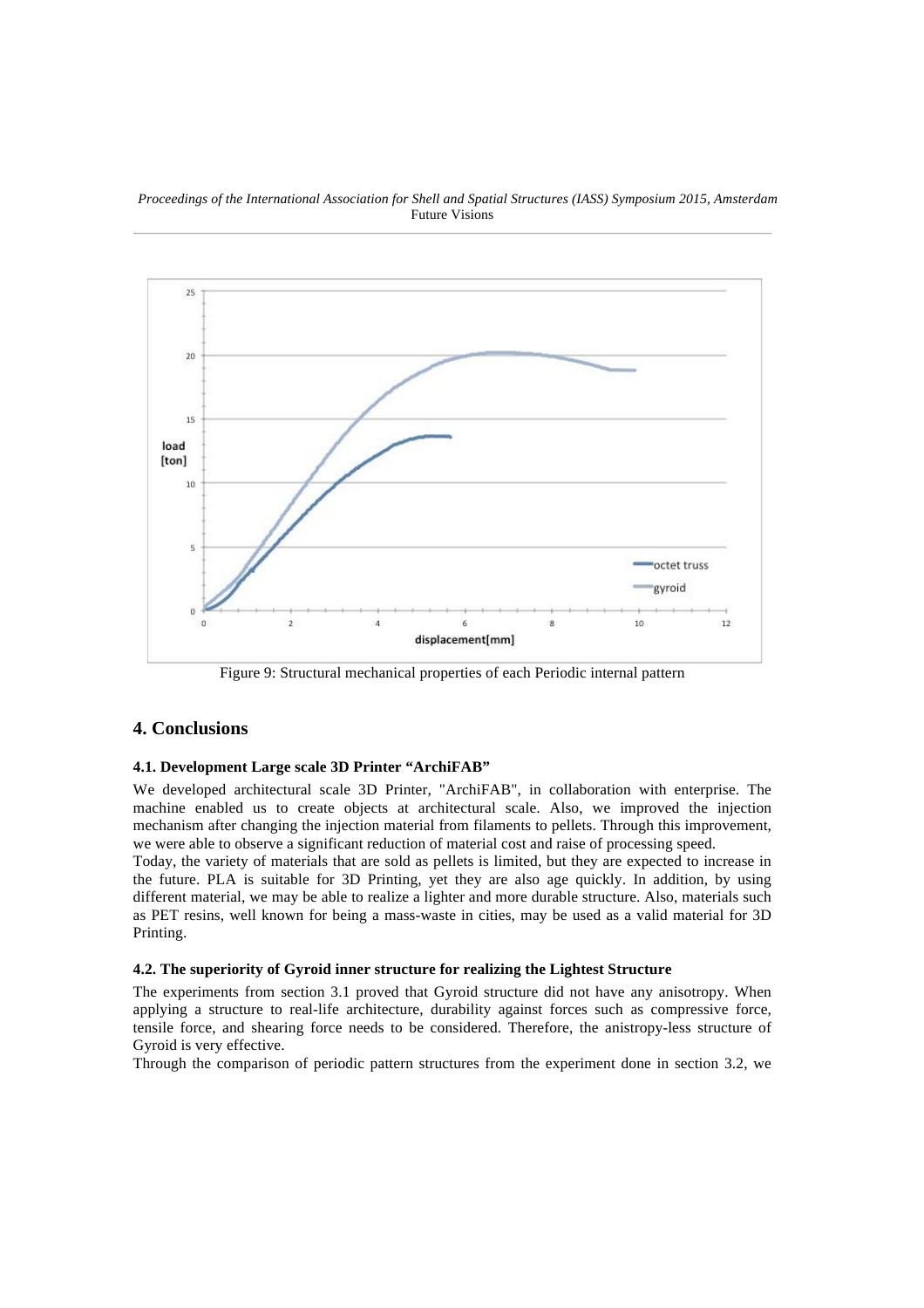Figure 9: Structural mechanical properties of each Periodic internal pattern

## 4. Conclusions

### 4.1. Development Large scale 3D Printer "ArchiFAB"

We developed architectural scale 3D Printer, "ArchiFAB", in collaboration with enterprise. The machine enabled us to create objects at architectural scale. Also, we improved the injection mechanism after changing the injection material from filaments to pellets. Through this improvement, we were able to observe a significant reduction of material cost and raise of processing speed.

Today, the variety of materials that are sold as pellets is limited, but they are expected to increase in the future. PLA is suitable for 3D Printing, yet they are also age quickly. In addition, by using different material, we may be able to realize a lighter and more durable structure. Also, materials such as PET resins, well known for being a mass-waste in cities, may be used as a valid material for 3D Printing.

### 4.2. The superiority of Gyroid inner structure for realizing the Lightest Structure

The experiments from section 3.1 proved that Gyroid structure did not have any anisotropy. When applying a structure to real-life architecture, durability against forces such as compressive force, tensile force, and shearing force needs to be considered. Therefore, the anistropy-less structure of Gyroid is very effective.

Through the comparison of periodic pattern structures from the experiment done in section 3.2, we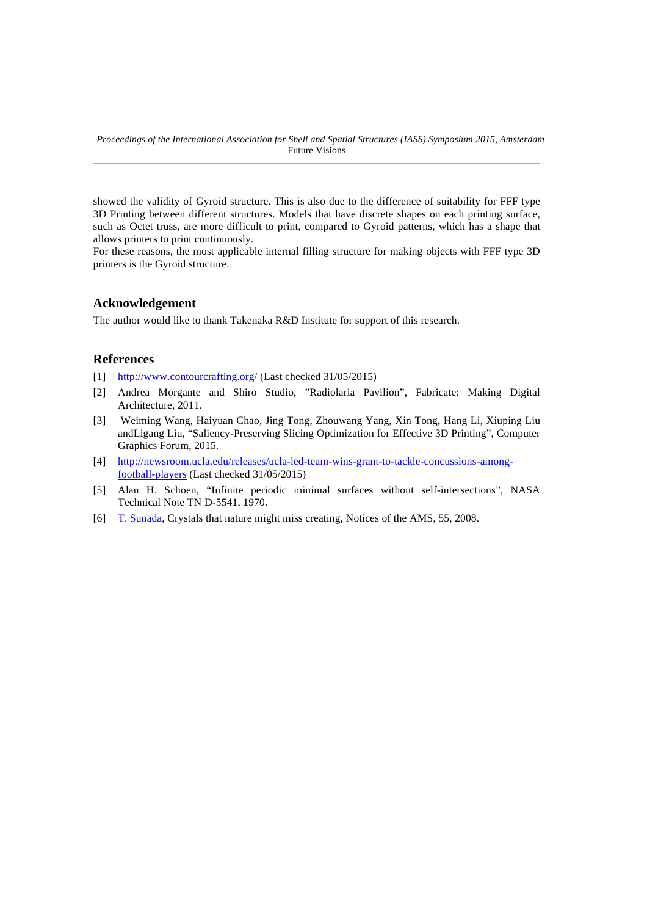showed the validity of Gyroid structure. This is also due to the difference of suitability for FFF type 3D Printing between different structures. Models that have discrete shapes on each printing surface, such as Octet truss, are more difficult to print, compared to Gyroid patterns, which has a shape that allows printers to print continuously.
For these reasons, the most applicable internal filling structure for making objects with FFF type 3D printers is the Gyroid structure.

## Acknowledgement

The author would like to thank Takenaka R&D Institute for support of this research.

## References

[1] http://www.contourcrafting.org/ (Last checked 31/05/2015)

[2] Andrea Morgante and Shiro Studio, "Radiolaria Pavilion", Fabricate: Making Digital Architecture, 2011.

[3] Weiming Wang, Haiyuan Chao, Jing Tong, Zhouwang Yang, Xin Tong, Hang Li, Xiuping Liu andLigang Liu, "Saliency-Preserving Slicing Optimization for Effective 3D Printing", Computer Graphics Forum, 2015.

[4] http://newsroom.ucla.edu/releases/ucla-led-team-wins-grant-to-tackle-concussions-among-football-players (Last checked 31/05/2015)

[5] Alan H. Schoen, "Infinite periodic minimal surfaces without self-intersections", NASA Technical Note TN D-5541, 1970.

[6] T. Sunada, Crystals that nature might miss creating, Notices of the AMS, 55, 2008.